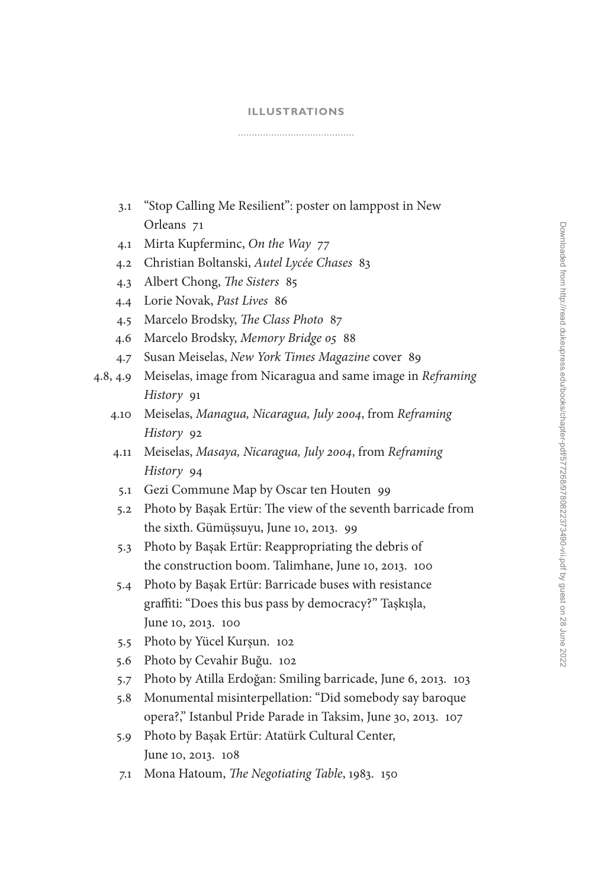# ILLUSTRATIONS

3.1 "Stop Calling Me Resilient": poster on lamppost in New Orleans 71

4.1 Mirta Kupferminc, *On the Way* 77

4.2 Christian Boltanski, *Autel Lycée Chases* 83

4.3 Albert Chong, *The Sisters* 85

4.4 Lorie Novak, *Past Lives* 86

4.5 Marcelo Brodsky, *The Class Photo* 87

4.6 Marcelo Brodsky, *Memory Bridge 05* 88

4.7 Susan Meiselas, *New York Times Magazine* cover 89

4.8, 4.9 Meiselas, image from Nicaragua and same image in *Reframing History* 91

4.10 Meiselas, *Managua, Nicaragua, July 2004*, from *Reframing History* 92

4.11 Meiselas, *Masaya, Nicaragua, July 2004*, from *Reframing History* 94

5.1 Gezi Commune Map by Oscar ten Houten 99

5.2 Photo by Başak Ertür: The view of the seventh barricade from the sixth. Gümüşsuyu, June 10, 2013. 99

5.3 Photo by Başak Ertür: Reappropriating the debris of the construction boom. Talimhane, June 10, 2013. 100

5.4 Photo by Başak Ertür: Barricade buses with resistance graffiti: "Does this bus pass by democracy?" Taşkışla, June 10, 2013. 100

5.5 Photo by Yücel Kurşun. 102

5.6 Photo by Cevahir Buğu. 102

5.7 Photo by Atilla Erdoğan: Smiling barricade, June 6, 2013. 103

5.8 Monumental misinterpellation: "Did somebody say baroque opera?," Istanbul Pride Parade in Taksim, June 30, 2013. 107

5.9 Photo by Başak Ertür: Atatürk Cultural Center, June 10, 2013. 108

7.1 Mona Hatoum, *The Negotiating Table*, 1983. 150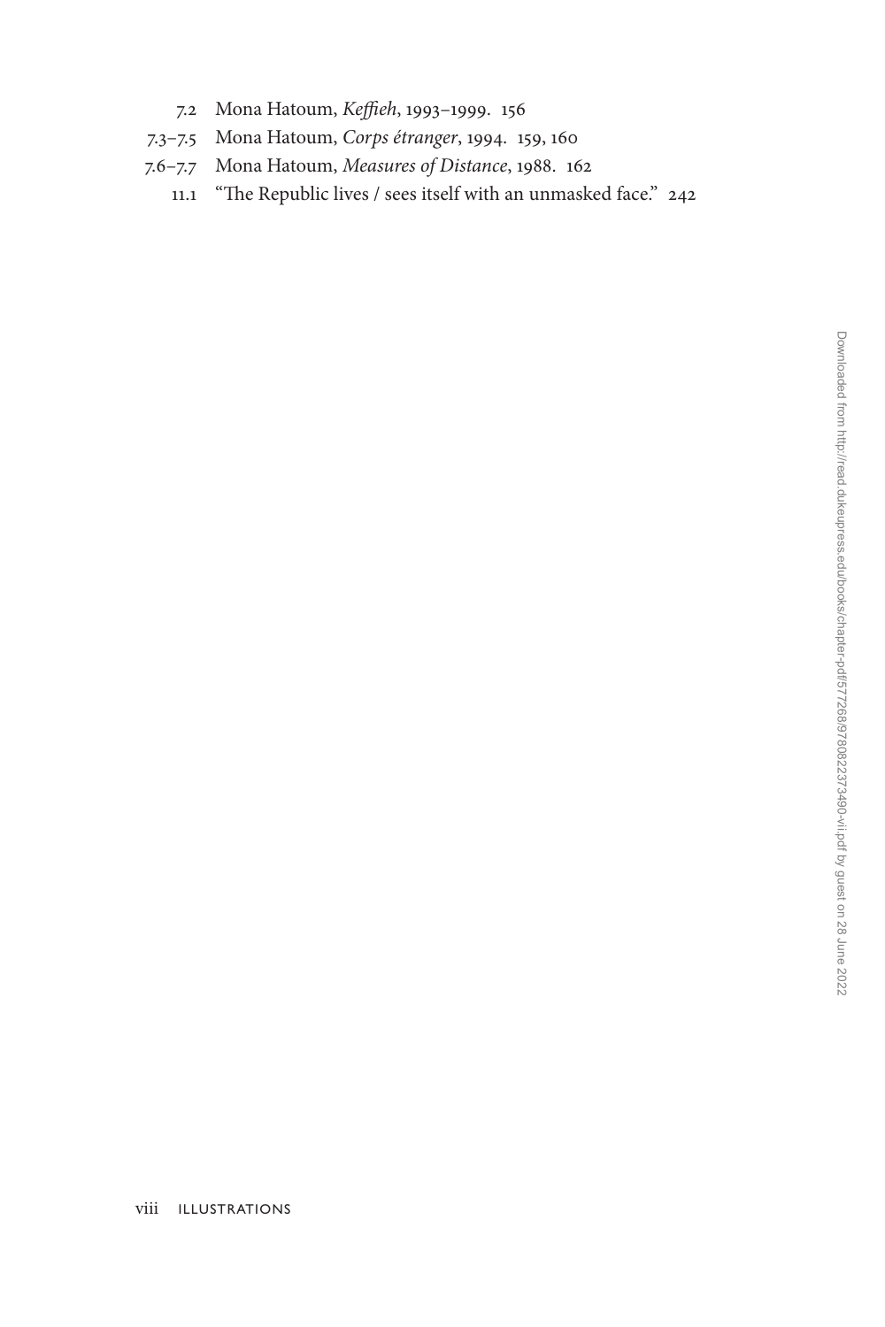7.2 Mona Hatoum, *Keffieh*, 1993–1999. 156

7.3–7.5 Mona Hatoum, *Corps étranger*, 1994. 159, 160

7.6–7.7 Mona Hatoum, *Measures of Distance*, 1988. 162

11.1 "The Republic lives / sees itself with an unmasked face." 242